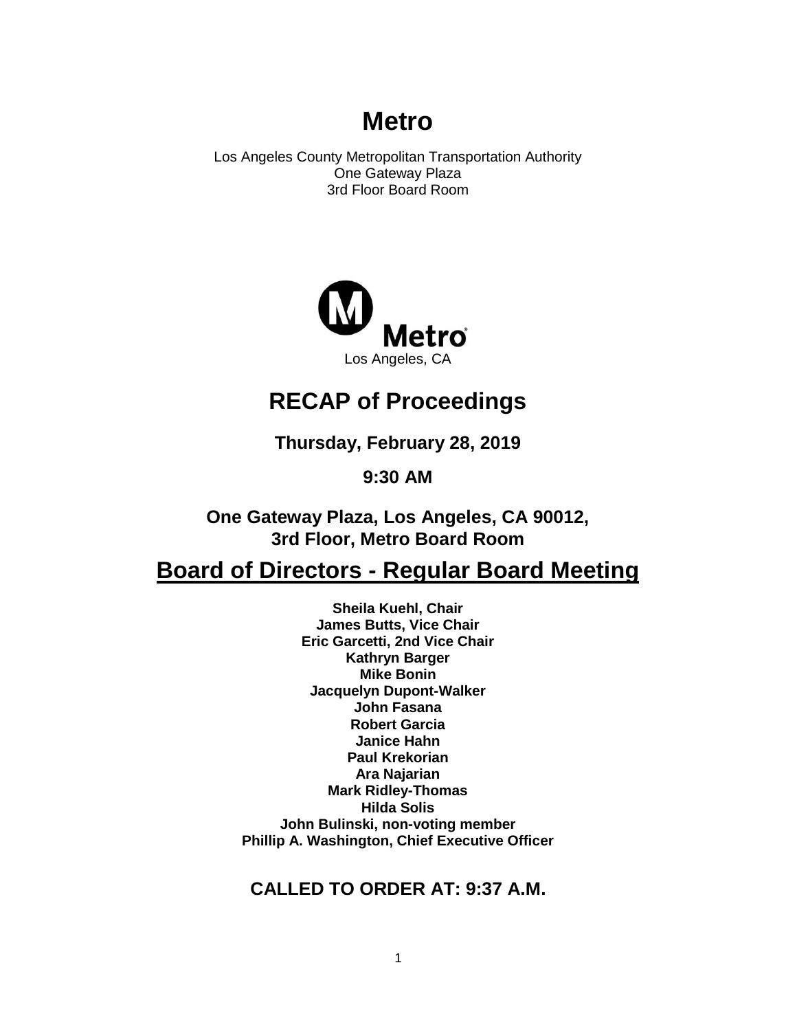# Metro

Los Angeles County Metropolitan Transportation Authority
One Gateway Plaza
3rd Floor Board Room

Metro
Los Angeles, CA

## RECAP of Proceedings

**Thursday, February 28, 2019**

**9:30 AM**

**One Gateway Plaza, Los Angeles, CA 90012, 3rd Floor, Metro Board Room**

## Board of Directors - Regular Board Meeting

**Sheila Kuehl, Chair**
**James Butts, Vice Chair**
**Eric Garcetti, 2nd Vice Chair**
**Kathryn Barger**
**Mike Bonin**
**Jacquelyn Dupont-Walker**
**John Fasana**
**Robert Garcia**
**Janice Hahn**
**Paul Krekorian**
**Ara Najarian**
**Mark Ridley-Thomas**
**Hilda Solis**
**John Bulinski, non-voting member**
**Phillip A. Washington, Chief Executive Officer**

### CALLED TO ORDER AT: 9:37 A.M.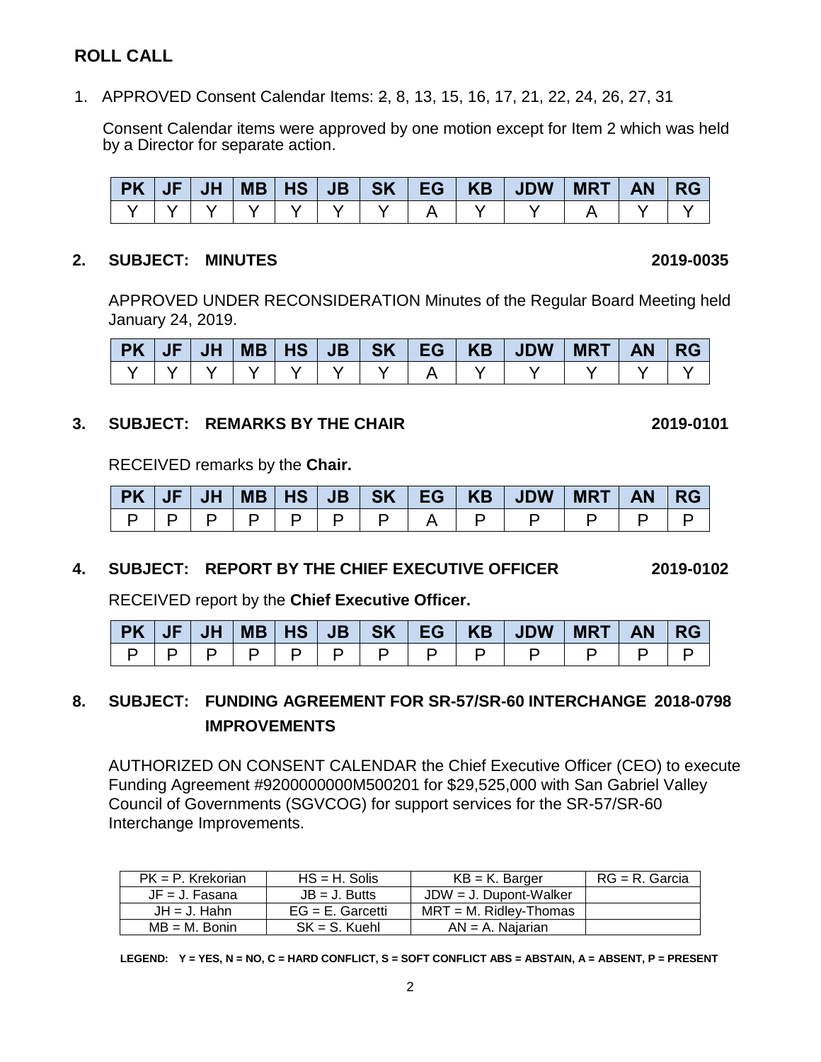## ROLL CALL

1. APPROVED Consent Calendar Items: ~~2~~, 8, 13, 15, 16, 17, 21, 22, 24, 26, 27, 31

   Consent Calendar items were approved by one motion except for Item 2 which was held by a Director for separate action.

| PK | JF | JH | MB | HS | JB | SK | EG | KB | JDW | MRT | AN | RG |
|---|---|---|---|---|---|---|---|---|---|---|---|---|
| Y | Y | Y | Y | Y | Y | Y | A | Y | Y | A | Y | Y |

**2. SUBJECT: MINUTES** **2019-0035**

APPROVED UNDER RECONSIDERATION Minutes of the Regular Board Meeting held January 24, 2019.

| PK | JF | JH | MB | HS | JB | SK | EG | KB | JDW | MRT | AN | RG |
|---|---|---|---|---|---|---|---|---|---|---|---|---|
| Y | Y | Y | Y | Y | Y | Y | A | Y | Y | Y | Y | Y |

**3. SUBJECT: REMARKS BY THE CHAIR** **2019-0101**

RECEIVED remarks by the **Chair.**

| PK | JF | JH | MB | HS | JB | SK | EG | KB | JDW | MRT | AN | RG |
|---|---|---|---|---|---|---|---|---|---|---|---|---|
| P | P | P | P | P | P | P | A | P | P | P | P | P |

**4. SUBJECT: REPORT BY THE CHIEF EXECUTIVE OFFICER** **2019-0102**

RECEIVED report by the **Chief Executive Officer.**

| PK | JF | JH | MB | HS | JB | SK | EG | KB | JDW | MRT | AN | RG |
|---|---|---|---|---|---|---|---|---|---|---|---|---|
| P | P | P | P | P | P | P | P | P | P | P | P | P |

**8. SUBJECT: FUNDING AGREEMENT FOR SR-57/SR-60 INTERCHANGE IMPROVEMENTS** **2018-0798**

AUTHORIZED ON CONSENT CALENDAR the Chief Executive Officer (CEO) to execute Funding Agreement #9200000000M500201 for $29,525,000 with San Gabriel Valley Council of Governments (SGVCOG) for support services for the SR-57/SR-60 Interchange Improvements.

| PK = P. Krekorian | HS = H. Solis | KB = K. Barger | RG = R. Garcia |
|---|---|---|---|
| JF = J. Fasana | JB = J. Butts | JDW = J. Dupont-Walker | |
| JH = J. Hahn | EG = E. Garcetti | MRT = M. Ridley-Thomas | |
| MB = M. Bonin | SK = S. Kuehl | AN = A. Najarian | |

**LEGEND: Y = YES, N = NO, C = HARD CONFLICT, S = SOFT CONFLICT ABS = ABSTAIN, A = ABSENT, P = PRESENT**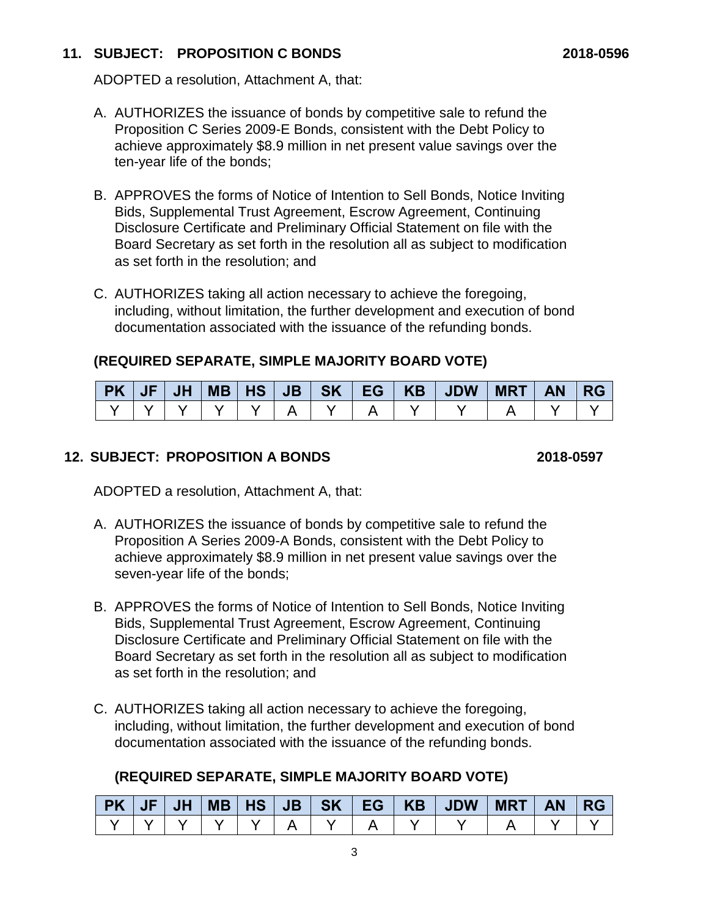**11. SUBJECT: PROPOSITION C BONDS** **2018-0596**

ADOPTED a resolution, Attachment A, that:

A. AUTHORIZES the issuance of bonds by competitive sale to refund the Proposition C Series 2009-E Bonds, consistent with the Debt Policy to achieve approximately $8.9 million in net present value savings over the ten-year life of the bonds;

B. APPROVES the forms of Notice of Intention to Sell Bonds, Notice Inviting Bids, Supplemental Trust Agreement, Escrow Agreement, Continuing Disclosure Certificate and Preliminary Official Statement on file with the Board Secretary as set forth in the resolution all as subject to modification as set forth in the resolution; and

C. AUTHORIZES taking all action necessary to achieve the foregoing, including, without limitation, the further development and execution of bond documentation associated with the issuance of the refunding bonds.

**(REQUIRED SEPARATE, SIMPLE MAJORITY BOARD VOTE)**

| PK | JF | JH | MB | HS | JB | SK | EG | KB | JDW | MRT | AN | RG |
|---|---|---|---|---|---|---|---|---|---|---|---|---|
| Y | Y | Y | Y | Y | A | Y | A | Y | Y | A | Y | Y |

**12. SUBJECT: PROPOSITION A BONDS** **2018-0597**

ADOPTED a resolution, Attachment A, that:

A. AUTHORIZES the issuance of bonds by competitive sale to refund the Proposition A Series 2009-A Bonds, consistent with the Debt Policy to achieve approximately $8.9 million in net present value savings over the seven-year life of the bonds;

B. APPROVES the forms of Notice of Intention to Sell Bonds, Notice Inviting Bids, Supplemental Trust Agreement, Escrow Agreement, Continuing Disclosure Certificate and Preliminary Official Statement on file with the Board Secretary as set forth in the resolution all as subject to modification as set forth in the resolution; and

C. AUTHORIZES taking all action necessary to achieve the foregoing, including, without limitation, the further development and execution of bond documentation associated with the issuance of the refunding bonds.

**(REQUIRED SEPARATE, SIMPLE MAJORITY BOARD VOTE)**

| PK | JF | JH | MB | HS | JB | SK | EG | KB | JDW | MRT | AN | RG |
|---|---|---|---|---|---|---|---|---|---|---|---|---|
| Y | Y | Y | Y | Y | A | Y | A | Y | Y | A | Y | Y |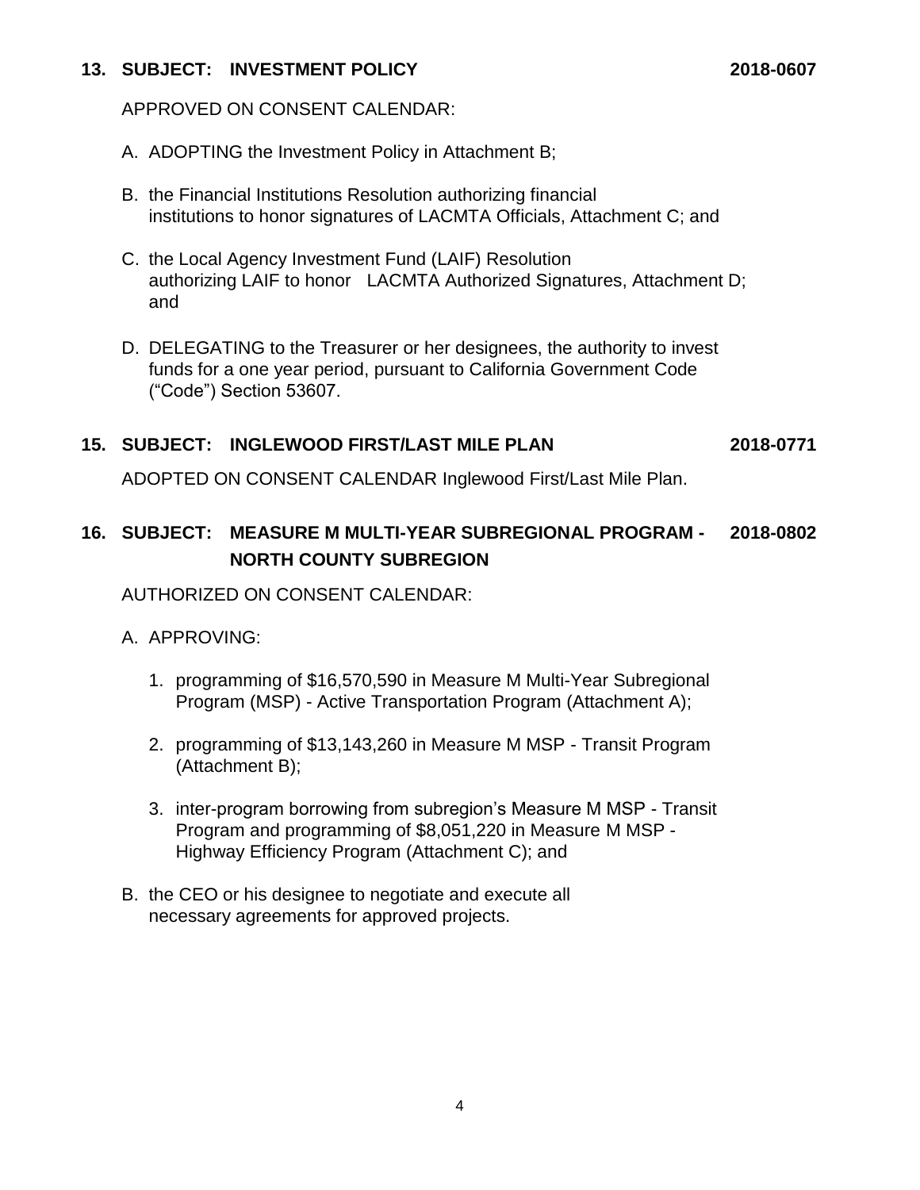**13. SUBJECT: INVESTMENT POLICY 2018-0607**

APPROVED ON CONSENT CALENDAR:

A. ADOPTING the Investment Policy in Attachment B;

B. the Financial Institutions Resolution authorizing financial institutions to honor signatures of LACMTA Officials, Attachment C; and

C. the Local Agency Investment Fund (LAIF) Resolution authorizing LAIF to honor LACMTA Authorized Signatures, Attachment D; and

D. DELEGATING to the Treasurer or her designees, the authority to invest funds for a one year period, pursuant to California Government Code ("Code") Section 53607.

**15. SUBJECT: INGLEWOOD FIRST/LAST MILE PLAN 2018-0771**

ADOPTED ON CONSENT CALENDAR Inglewood First/Last Mile Plan.

**16. SUBJECT: MEASURE M MULTI-YEAR SUBREGIONAL PROGRAM - NORTH COUNTY SUBREGION 2018-0802**

AUTHORIZED ON CONSENT CALENDAR:

A. APPROVING:

1. programming of $16,570,590 in Measure M Multi-Year Subregional Program (MSP) - Active Transportation Program (Attachment A);

2. programming of $13,143,260 in Measure M MSP - Transit Program (Attachment B);

3. inter-program borrowing from subregion's Measure M MSP - Transit Program and programming of $8,051,220 in Measure M MSP - Highway Efficiency Program (Attachment C); and

B. the CEO or his designee to negotiate and execute all necessary agreements for approved projects.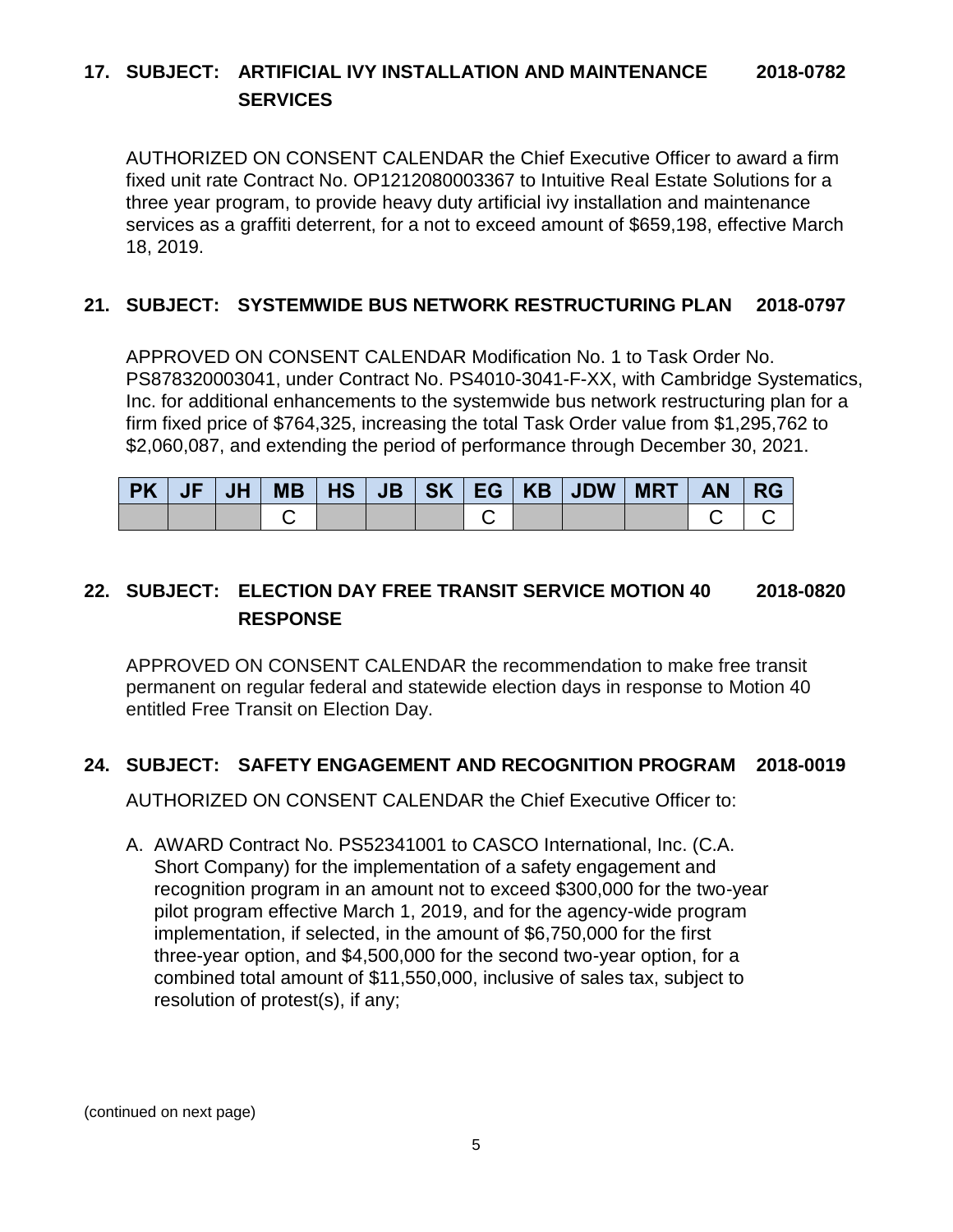**17. SUBJECT: ARTIFICIAL IVY INSTALLATION AND MAINTENANCE SERVICES 2018-0782**

AUTHORIZED ON CONSENT CALENDAR the Chief Executive Officer to award a firm fixed unit rate Contract No. OP1212080003367 to Intuitive Real Estate Solutions for a three year program, to provide heavy duty artificial ivy installation and maintenance services as a graffiti deterrent, for a not to exceed amount of $659,198, effective March 18, 2019.

**21. SUBJECT: SYSTEMWIDE BUS NETWORK RESTRUCTURING PLAN 2018-0797**

APPROVED ON CONSENT CALENDAR Modification No. 1 to Task Order No. PS878320003041, under Contract No. PS4010-3041-F-XX, with Cambridge Systematics, Inc. for additional enhancements to the systemwide bus network restructuring plan for a firm fixed price of $764,325, increasing the total Task Order value from $1,295,762 to $2,060,087, and extending the period of performance through December 30, 2021.

| PK | JF | JH | MB | HS | JB | SK | EG | KB | JDW | MRT | AN | RG |
|---|---|---|---|---|---|---|---|---|---|---|---|---|
| | | | C | | | | C | | | | C | C |

**22. SUBJECT: ELECTION DAY FREE TRANSIT SERVICE MOTION 40 RESPONSE 2018-0820**

APPROVED ON CONSENT CALENDAR the recommendation to make free transit permanent on regular federal and statewide election days in response to Motion 40 entitled Free Transit on Election Day.

**24. SUBJECT: SAFETY ENGAGEMENT AND RECOGNITION PROGRAM 2018-0019**

AUTHORIZED ON CONSENT CALENDAR the Chief Executive Officer to:

A. AWARD Contract No. PS52341001 to CASCO International, Inc. (C.A. Short Company) for the implementation of a safety engagement and recognition program in an amount not to exceed $300,000 for the two-year pilot program effective March 1, 2019, and for the agency-wide program implementation, if selected, in the amount of $6,750,000 for the first three-year option, and $4,500,000 for the second two-year option, for a combined total amount of $11,550,000, inclusive of sales tax, subject to resolution of protest(s), if any;

(continued on next page)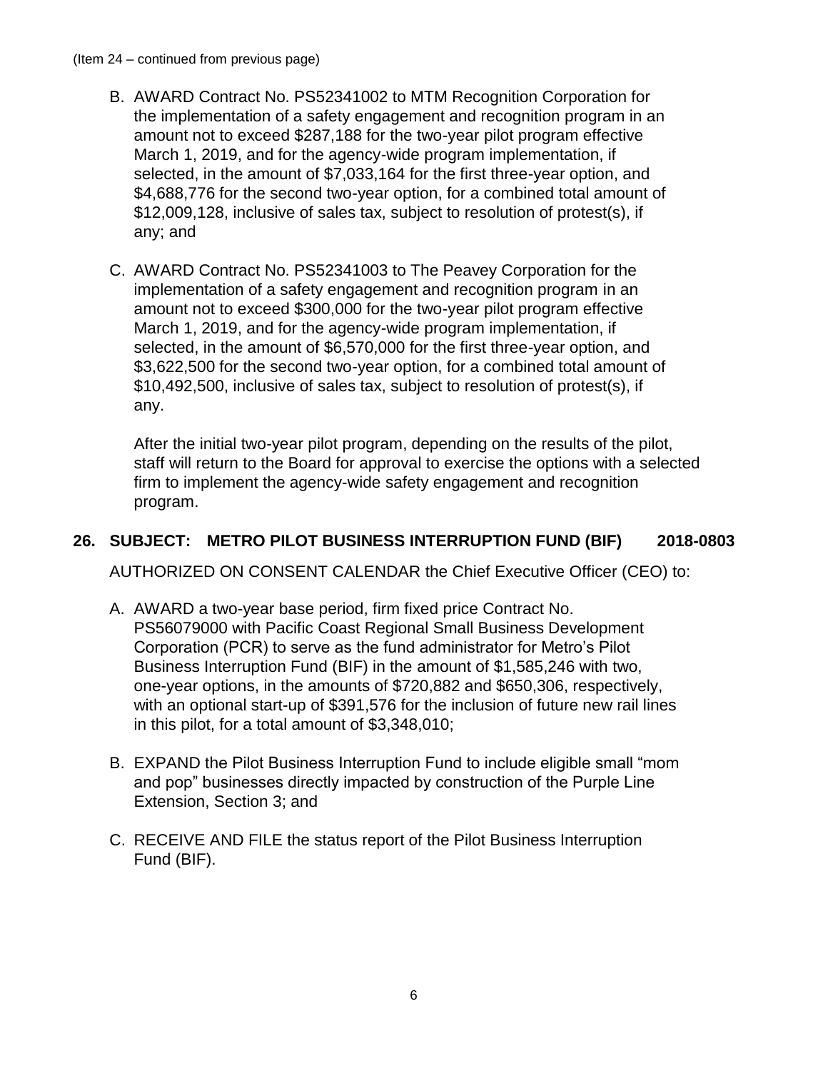(Item 24 – continued from previous page)

B. AWARD Contract No. PS52341002 to MTM Recognition Corporation for the implementation of a safety engagement and recognition program in an amount not to exceed $287,188 for the two-year pilot program effective March 1, 2019, and for the agency-wide program implementation, if selected, in the amount of $7,033,164 for the first three-year option, and $4,688,776 for the second two-year option, for a combined total amount of $12,009,128, inclusive of sales tax, subject to resolution of protest(s), if any; and

C. AWARD Contract No. PS52341003 to The Peavey Corporation for the implementation of a safety engagement and recognition program in an amount not to exceed $300,000 for the two-year pilot program effective March 1, 2019, and for the agency-wide program implementation, if selected, in the amount of $6,570,000 for the first three-year option, and $3,622,500 for the second two-year option, for a combined total amount of $10,492,500, inclusive of sales tax, subject to resolution of protest(s), if any.

   After the initial two-year pilot program, depending on the results of the pilot, staff will return to the Board for approval to exercise the options with a selected firm to implement the agency-wide safety engagement and recognition program.

**26. SUBJECT: METRO PILOT BUSINESS INTERRUPTION FUND (BIF) 2018-0803**

AUTHORIZED ON CONSENT CALENDAR the Chief Executive Officer (CEO) to:

A. AWARD a two-year base period, firm fixed price Contract No. PS56079000 with Pacific Coast Regional Small Business Development Corporation (PCR) to serve as the fund administrator for Metro's Pilot Business Interruption Fund (BIF) in the amount of $1,585,246 with two, one-year options, in the amounts of $720,882 and $650,306, respectively, with an optional start-up of $391,576 for the inclusion of future new rail lines in this pilot, for a total amount of $3,348,010;

B. EXPAND the Pilot Business Interruption Fund to include eligible small "mom and pop" businesses directly impacted by construction of the Purple Line Extension, Section 3; and

C. RECEIVE AND FILE the status report of the Pilot Business Interruption Fund (BIF).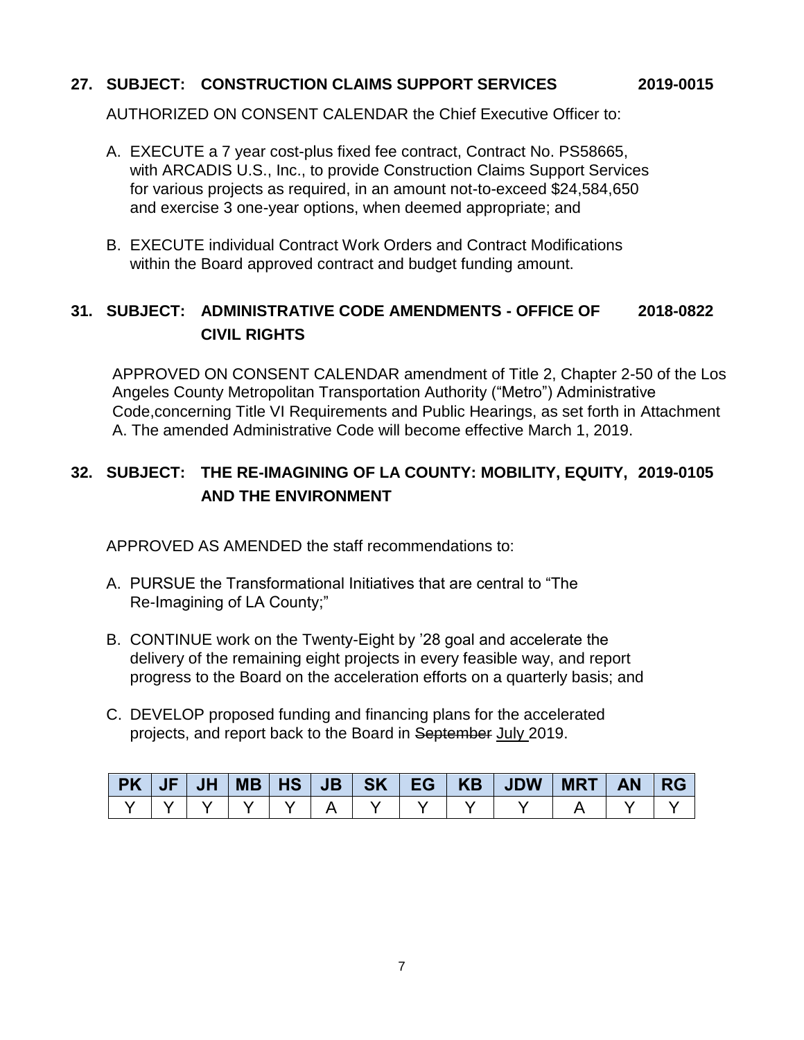**27. SUBJECT: CONSTRUCTION CLAIMS SUPPORT SERVICES 2019-0015**

AUTHORIZED ON CONSENT CALENDAR the Chief Executive Officer to:

A. EXECUTE a 7 year cost-plus fixed fee contract, Contract No. PS58665, with ARCADIS U.S., Inc., to provide Construction Claims Support Services for various projects as required, in an amount not-to-exceed $24,584,650 and exercise 3 one-year options, when deemed appropriate; and

B. EXECUTE individual Contract Work Orders and Contract Modifications within the Board approved contract and budget funding amount.

**31. SUBJECT: ADMINISTRATIVE CODE AMENDMENTS - OFFICE OF CIVIL RIGHTS 2018-0822**

APPROVED ON CONSENT CALENDAR amendment of Title 2, Chapter 2-50 of the Los Angeles County Metropolitan Transportation Authority ("Metro") Administrative Code,concerning Title VI Requirements and Public Hearings, as set forth in Attachment A. The amended Administrative Code will become effective March 1, 2019.

**32. SUBJECT: THE RE-IMAGINING OF LA COUNTY: MOBILITY, EQUITY, AND THE ENVIRONMENT 2019-0105**

APPROVED AS AMENDED the staff recommendations to:

A. PURSUE the Transformational Initiatives that are central to "The Re-Imagining of LA County;"

B. CONTINUE work on the Twenty-Eight by '28 goal and accelerate the delivery of the remaining eight projects in every feasible way, and report progress to the Board on the acceleration efforts on a quarterly basis; and

C. DEVELOP proposed funding and financing plans for the accelerated projects, and report back to the Board in ~~September~~ July 2019.

| PK | JF | JH | MB | HS | JB | SK | EG | KB | JDW | MRT | AN | RG |
|---|---|---|---|---|---|---|---|---|---|---|---|---|
| Y | Y | Y | Y | Y | A | Y | Y | Y | Y | A | Y | Y |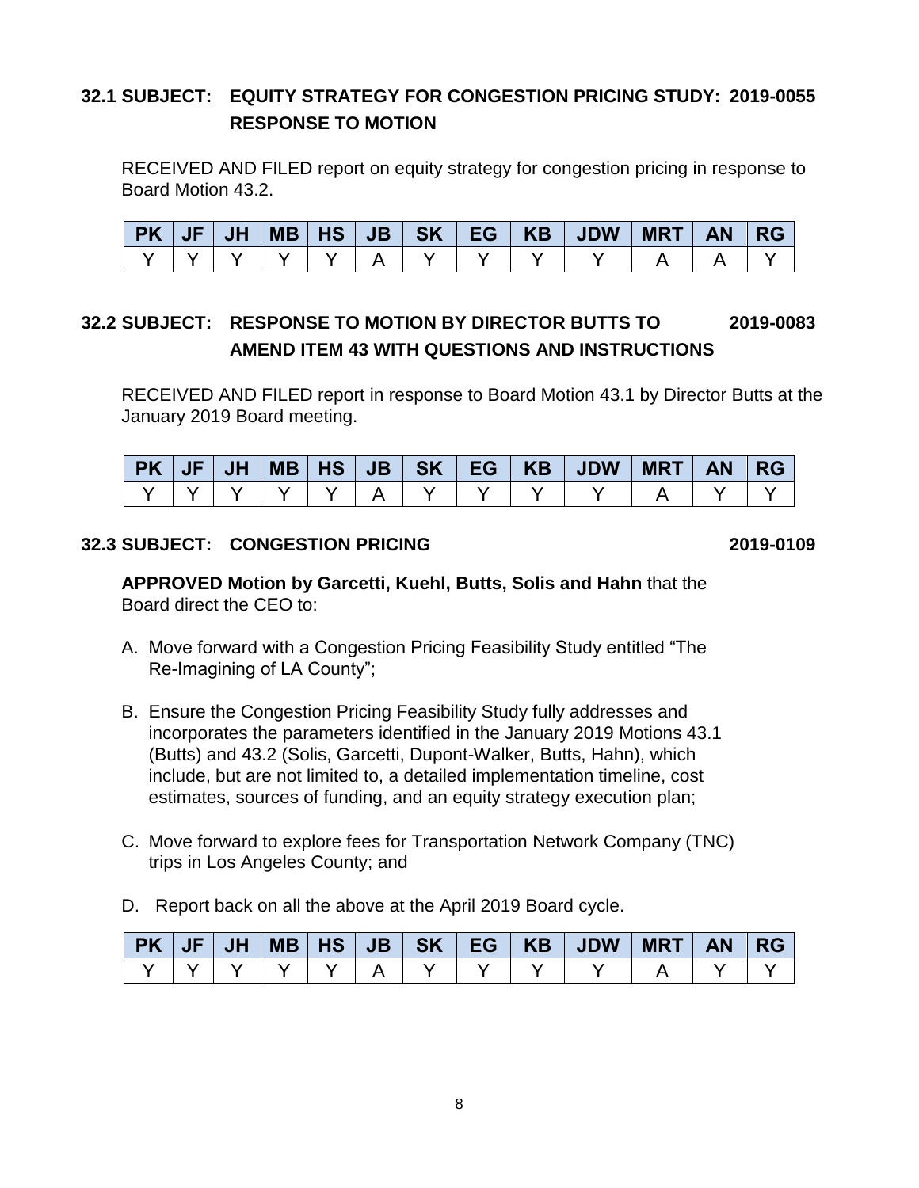### 32.1 SUBJECT: EQUITY STRATEGY FOR CONGESTION PRICING STUDY: RESPONSE TO MOTION 2019-0055

RECEIVED AND FILED report on equity strategy for congestion pricing in response to Board Motion 43.2.

| PK | JF | JH | MB | HS | JB | SK | EG | KB | JDW | MRT | AN | RG |
|---|---|---|---|---|---|---|---|---|---|---|---|---|
| Y | Y | Y | Y | Y | A | Y | Y | Y | Y | A | A | Y |

### 32.2 SUBJECT: RESPONSE TO MOTION BY DIRECTOR BUTTS TO AMEND ITEM 43 WITH QUESTIONS AND INSTRUCTIONS 2019-0083

RECEIVED AND FILED report in response to Board Motion 43.1 by Director Butts at the January 2019 Board meeting.

| PK | JF | JH | MB | HS | JB | SK | EG | KB | JDW | MRT | AN | RG |
|---|---|---|---|---|---|---|---|---|---|---|---|---|
| Y | Y | Y | Y | Y | A | Y | Y | Y | Y | A | Y | Y |

### 32.3 SUBJECT: CONGESTION PRICING 2019-0109

**APPROVED Motion by Garcetti, Kuehl, Butts, Solis and Hahn** that the Board direct the CEO to:

A. Move forward with a Congestion Pricing Feasibility Study entitled "The Re-Imagining of LA County";

B. Ensure the Congestion Pricing Feasibility Study fully addresses and incorporates the parameters identified in the January 2019 Motions 43.1 (Butts) and 43.2 (Solis, Garcetti, Dupont-Walker, Butts, Hahn), which include, but are not limited to, a detailed implementation timeline, cost estimates, sources of funding, and an equity strategy execution plan;

C. Move forward to explore fees for Transportation Network Company (TNC) trips in Los Angeles County; and

D. Report back on all the above at the April 2019 Board cycle.

| PK | JF | JH | MB | HS | JB | SK | EG | KB | JDW | MRT | AN | RG |
|---|---|---|---|---|---|---|---|---|---|---|---|---|
| Y | Y | Y | Y | Y | A | Y | Y | Y | Y | A | Y | Y |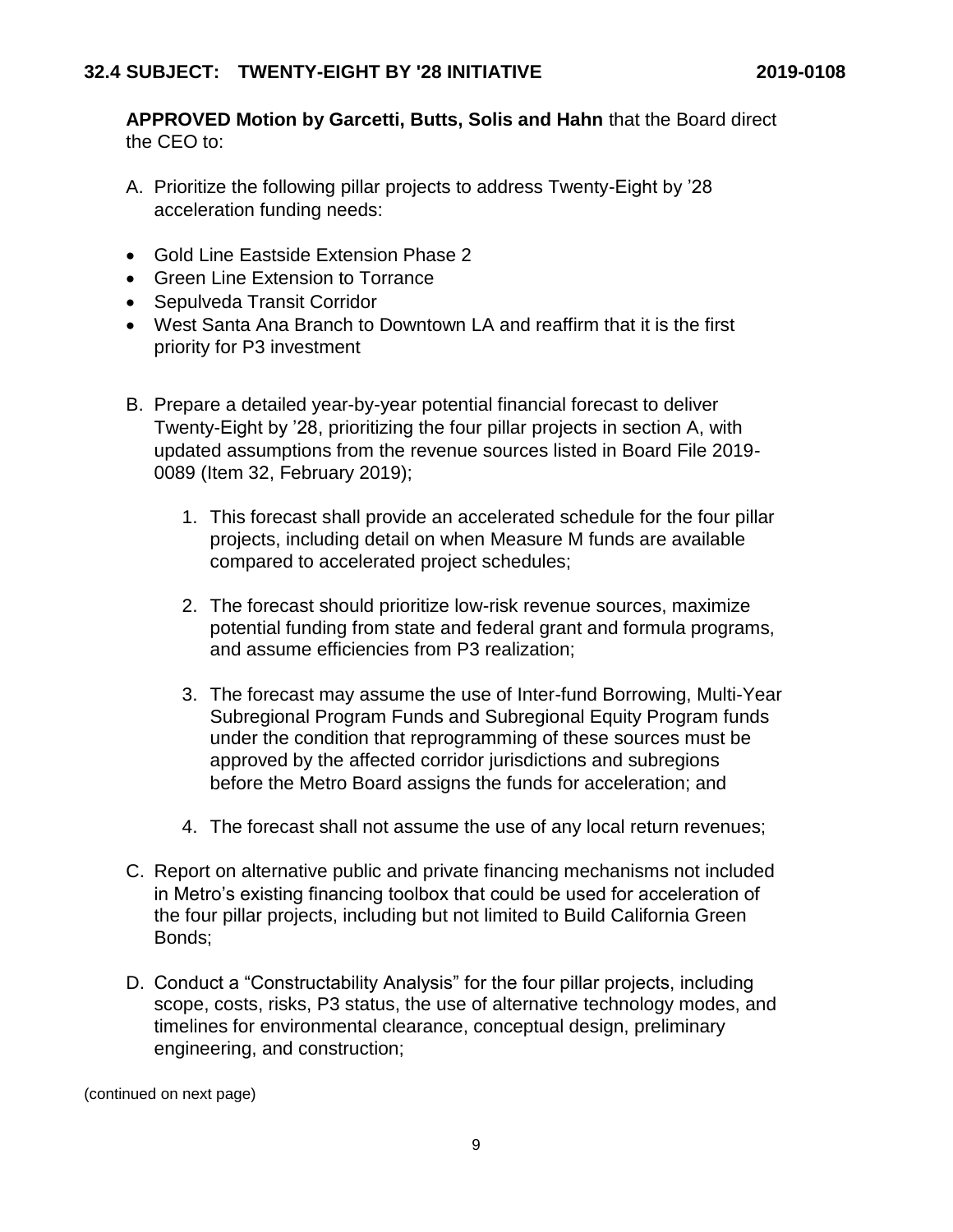## 32.4 SUBJECT: TWENTY-EIGHT BY '28 INITIATIVE 2019-0108

**APPROVED Motion by Garcetti, Butts, Solis and Hahn** that the Board direct the CEO to:

A. Prioritize the following pillar projects to address Twenty-Eight by '28 acceleration funding needs:

- Gold Line Eastside Extension Phase 2
- Green Line Extension to Torrance
- Sepulveda Transit Corridor
- West Santa Ana Branch to Downtown LA and reaffirm that it is the first priority for P3 investment

B. Prepare a detailed year-by-year potential financial forecast to deliver Twenty-Eight by '28, prioritizing the four pillar projects in section A, with updated assumptions from the revenue sources listed in Board File 2019-0089 (Item 32, February 2019);

   1. This forecast shall provide an accelerated schedule for the four pillar projects, including detail on when Measure M funds are available compared to accelerated project schedules;

   2. The forecast should prioritize low-risk revenue sources, maximize potential funding from state and federal grant and formula programs, and assume efficiencies from P3 realization;

   3. The forecast may assume the use of Inter-fund Borrowing, Multi-Year Subregional Program Funds and Subregional Equity Program funds under the condition that reprogramming of these sources must be approved by the affected corridor jurisdictions and subregions before the Metro Board assigns the funds for acceleration; and

   4. The forecast shall not assume the use of any local return revenues;

C. Report on alternative public and private financing mechanisms not included in Metro's existing financing toolbox that could be used for acceleration of the four pillar projects, including but not limited to Build California Green Bonds;

D. Conduct a "Constructability Analysis" for the four pillar projects, including scope, costs, risks, P3 status, the use of alternative technology modes, and timelines for environmental clearance, conceptual design, preliminary engineering, and construction;

(continued on next page)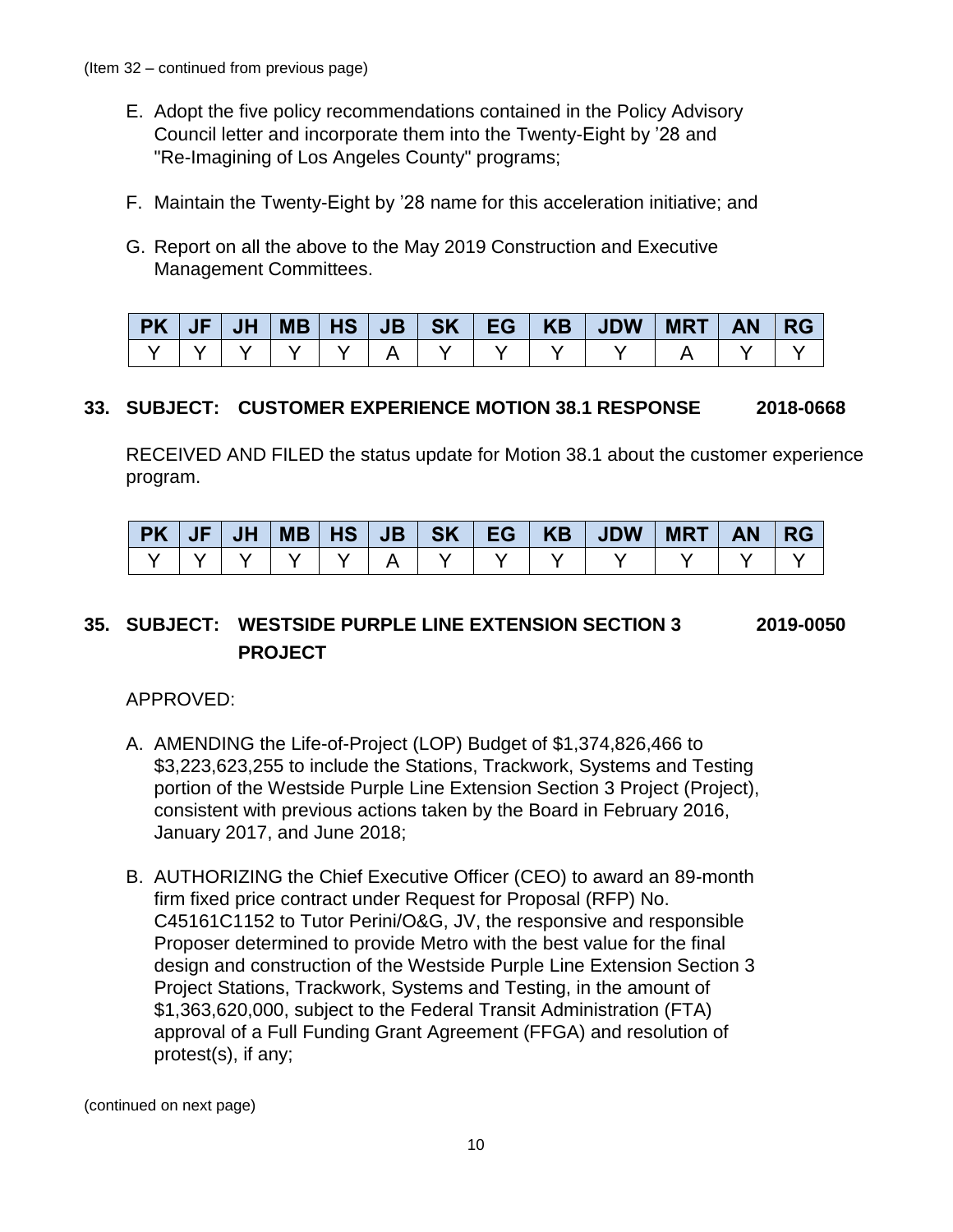(Item 32 – continued from previous page)

E. Adopt the five policy recommendations contained in the Policy Advisory Council letter and incorporate them into the Twenty-Eight by '28 and "Re-Imagining of Los Angeles County" programs;

F. Maintain the Twenty-Eight by '28 name for this acceleration initiative; and

G. Report on all the above to the May 2019 Construction and Executive Management Committees.

| PK | JF | JH | MB | HS | JB | SK | EG | KB | JDW | MRT | AN | RG |
|---|---|---|---|---|---|---|---|---|---|---|---|---|
| Y | Y | Y | Y | Y | A | Y | Y | Y | Y | A | Y | Y |

**33. SUBJECT: CUSTOMER EXPERIENCE MOTION 38.1 RESPONSE 2018-0668**

RECEIVED AND FILED the status update for Motion 38.1 about the customer experience program.

| PK | JF | JH | MB | HS | JB | SK | EG | KB | JDW | MRT | AN | RG |
|---|---|---|---|---|---|---|---|---|---|---|---|---|
| Y | Y | Y | Y | Y | A | Y | Y | Y | Y | Y | Y | Y |

**35. SUBJECT: WESTSIDE PURPLE LINE EXTENSION SECTION 3 PROJECT 2019-0050**

APPROVED:

A. AMENDING the Life-of-Project (LOP) Budget of $1,374,826,466 to $3,223,623,255 to include the Stations, Trackwork, Systems and Testing portion of the Westside Purple Line Extension Section 3 Project (Project), consistent with previous actions taken by the Board in February 2016, January 2017, and June 2018;

B. AUTHORIZING the Chief Executive Officer (CEO) to award an 89-month firm fixed price contract under Request for Proposal (RFP) No. C45161C1152 to Tutor Perini/O&G, JV, the responsive and responsible Proposer determined to provide Metro with the best value for the final design and construction of the Westside Purple Line Extension Section 3 Project Stations, Trackwork, Systems and Testing, in the amount of $1,363,620,000, subject to the Federal Transit Administration (FTA) approval of a Full Funding Grant Agreement (FFGA) and resolution of protest(s), if any;

(continued on next page)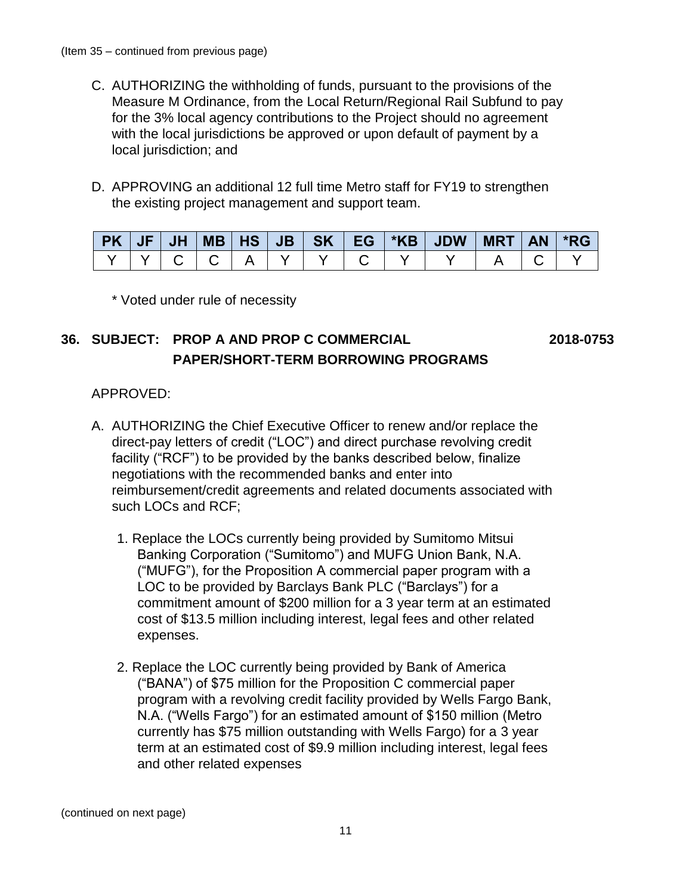(Item 35 – continued from previous page)

C. AUTHORIZING the withholding of funds, pursuant to the provisions of the Measure M Ordinance, from the Local Return/Regional Rail Subfund to pay for the 3% local agency contributions to the Project should no agreement with the local jurisdictions be approved or upon default of payment by a local jurisdiction; and

D. APPROVING an additional 12 full time Metro staff for FY19 to strengthen the existing project management and support team.

| PK | JF | JH | MB | HS | JB | SK | EG | *KB | JDW | MRT | AN | *RG |
|---|---|---|---|---|---|---|---|---|---|---|---|---|
| Y | Y | C | C | A | Y | Y | C | Y | Y | A | C | Y |

\* Voted under rule of necessity

## 36. SUBJECT: PROP A AND PROP C COMMERCIAL PAPER/SHORT-TERM BORROWING PROGRAMS — 2018-0753

APPROVED:

A. AUTHORIZING the Chief Executive Officer to renew and/or replace the direct-pay letters of credit ("LOC") and direct purchase revolving credit facility ("RCF") to be provided by the banks described below, finalize negotiations with the recommended banks and enter into reimbursement/credit agreements and related documents associated with such LOCs and RCF;

1. Replace the LOCs currently being provided by Sumitomo Mitsui Banking Corporation ("Sumitomo") and MUFG Union Bank, N.A. ("MUFG"), for the Proposition A commercial paper program with a LOC to be provided by Barclays Bank PLC ("Barclays") for a commitment amount of $200 million for a 3 year term at an estimated cost of $13.5 million including interest, legal fees and other related expenses.

2. Replace the LOC currently being provided by Bank of America ("BANA") of $75 million for the Proposition C commercial paper program with a revolving credit facility provided by Wells Fargo Bank, N.A. ("Wells Fargo") for an estimated amount of $150 million (Metro currently has $75 million outstanding with Wells Fargo) for a 3 year term at an estimated cost of $9.9 million including interest, legal fees and other related expenses

(continued on next page)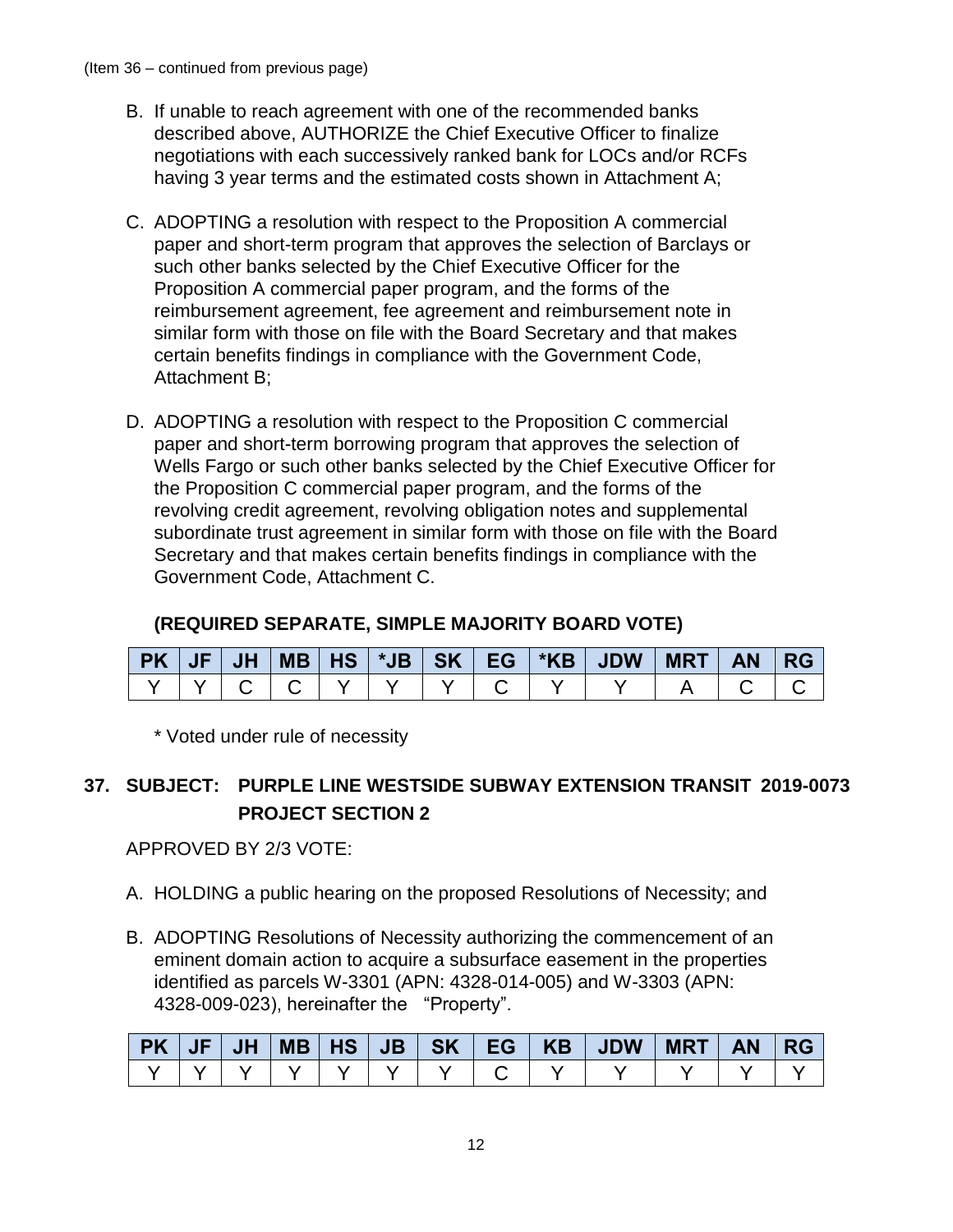(Item 36 – continued from previous page)

B. If unable to reach agreement with one of the recommended banks described above, AUTHORIZE the Chief Executive Officer to finalize negotiations with each successively ranked bank for LOCs and/or RCFs having 3 year terms and the estimated costs shown in Attachment A;

C. ADOPTING a resolution with respect to the Proposition A commercial paper and short-term program that approves the selection of Barclays or such other banks selected by the Chief Executive Officer for the Proposition A commercial paper program, and the forms of the reimbursement agreement, fee agreement and reimbursement note in similar form with those on file with the Board Secretary and that makes certain benefits findings in compliance with the Government Code, Attachment B;

D. ADOPTING a resolution with respect to the Proposition C commercial paper and short-term borrowing program that approves the selection of Wells Fargo or such other banks selected by the Chief Executive Officer for the Proposition C commercial paper program, and the forms of the revolving credit agreement, revolving obligation notes and supplemental subordinate trust agreement in similar form with those on file with the Board Secretary and that makes certain benefits findings in compliance with the Government Code, Attachment C.

**(REQUIRED SEPARATE, SIMPLE MAJORITY BOARD VOTE)**

| PK | JF | JH | MB | HS | *JB | SK | EG | *KB | JDW | MRT | AN | RG |
|---|---|---|---|---|---|---|---|---|---|---|---|---|
| Y | Y | C | C | Y | Y | Y | C | Y | Y | A | C | C |

\* Voted under rule of necessity

**37. SUBJECT: PURPLE LINE WESTSIDE SUBWAY EXTENSION TRANSIT PROJECT SECTION 2** **2019-0073**

APPROVED BY 2/3 VOTE:

A. HOLDING a public hearing on the proposed Resolutions of Necessity; and

B. ADOPTING Resolutions of Necessity authorizing the commencement of an eminent domain action to acquire a subsurface easement in the properties identified as parcels W-3301 (APN: 4328-014-005) and W-3303 (APN: 4328-009-023), hereinafter the "Property".

| PK | JF | JH | MB | HS | JB | SK | EG | KB | JDW | MRT | AN | RG |
|---|---|---|---|---|---|---|---|---|---|---|---|---|
| Y | Y | Y | Y | Y | Y | Y | C | Y | Y | Y | Y | Y |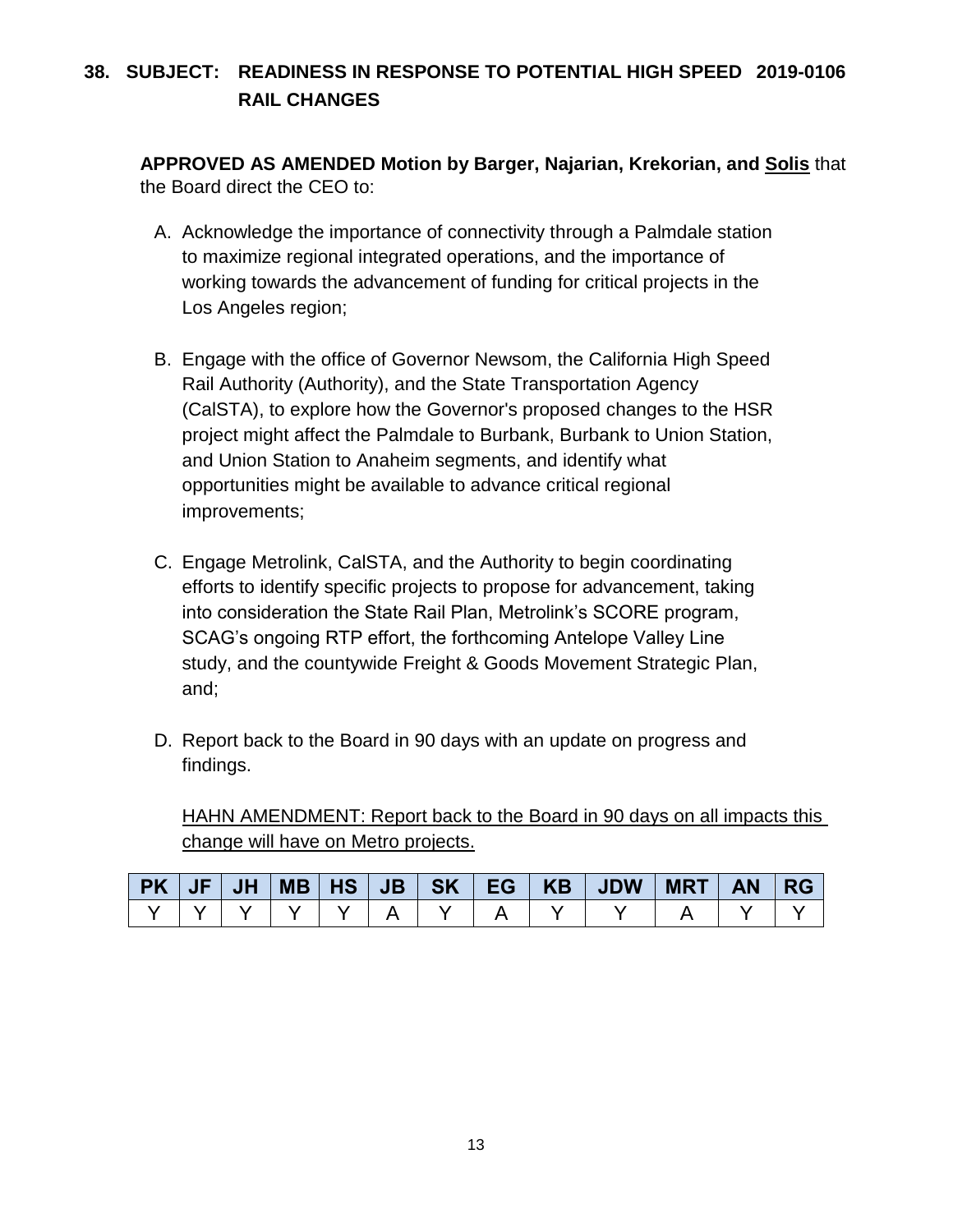**38. SUBJECT: READINESS IN RESPONSE TO POTENTIAL HIGH SPEED RAIL CHANGES** **2019-0106**

**APPROVED AS AMENDED Motion by Barger, Najarian, Krekorian, and <u>Solis</u>** that the Board direct the CEO to:

A. Acknowledge the importance of connectivity through a Palmdale station to maximize regional integrated operations, and the importance of working towards the advancement of funding for critical projects in the Los Angeles region;

B. Engage with the office of Governor Newsom, the California High Speed Rail Authority (Authority), and the State Transportation Agency (CalSTA), to explore how the Governor's proposed changes to the HSR project might affect the Palmdale to Burbank, Burbank to Union Station, and Union Station to Anaheim segments, and identify what opportunities might be available to advance critical regional improvements;

C. Engage Metrolink, CalSTA, and the Authority to begin coordinating efforts to identify specific projects to propose for advancement, taking into consideration the State Rail Plan, Metrolink's SCORE program, SCAG's ongoing RTP effort, the forthcoming Antelope Valley Line study, and the countywide Freight & Goods Movement Strategic Plan, and;

D. Report back to the Board in 90 days with an update on progress and findings.

<u>HAHN AMENDMENT: Report back to the Board in 90 days on all impacts this change will have on Metro projects.</u>

| PK | JF | JH | MB | HS | JB | SK | EG | KB | JDW | MRT | AN | RG |
|---|---|---|---|---|---|---|---|---|---|---|---|---|
| Y | Y | Y | Y | Y | A | Y | A | Y | Y | A | Y | Y |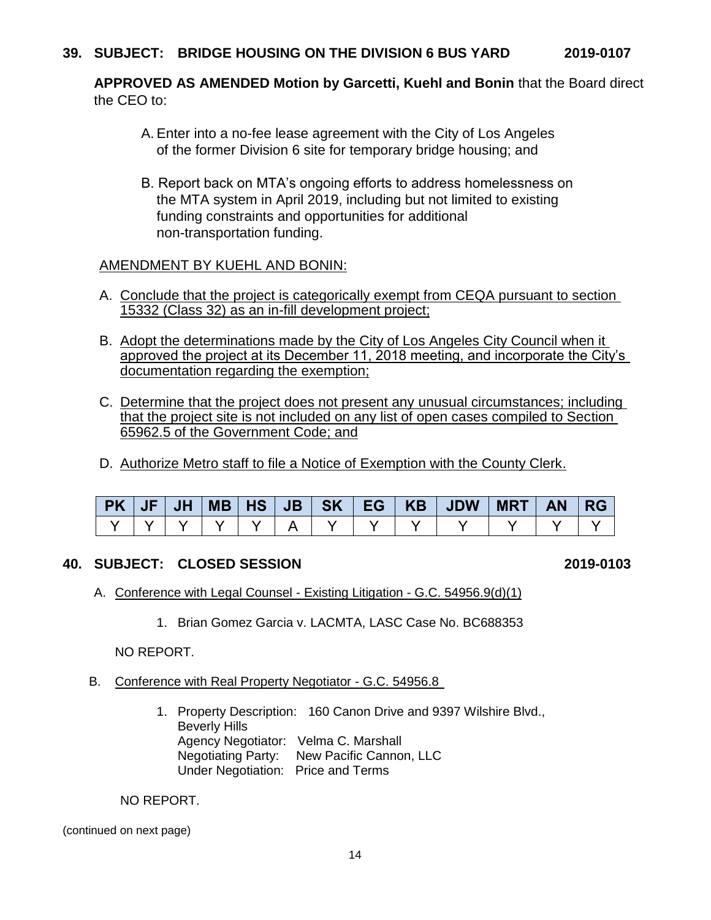**39. SUBJECT: BRIDGE HOUSING ON THE DIVISION 6 BUS YARD 2019-0107**

**APPROVED AS AMENDED Motion by Garcetti, Kuehl and Bonin** that the Board direct the CEO to:

A. Enter into a no-fee lease agreement with the City of Los Angeles of the former Division 6 site for temporary bridge housing; and

B. Report back on MTA's ongoing efforts to address homelessness on the MTA system in April 2019, including but not limited to existing funding constraints and opportunities for additional non-transportation funding.

AMENDMENT BY KUEHL AND BONIN:

A. Conclude that the project is categorically exempt from CEQA pursuant to section 15332 (Class 32) as an in-fill development project;

B. Adopt the determinations made by the City of Los Angeles City Council when it approved the project at its December 11, 2018 meeting, and incorporate the City's documentation regarding the exemption;

C. Determine that the project does not present any unusual circumstances; including that the project site is not included on any list of open cases compiled to Section 65962.5 of the Government Code; and

D. Authorize Metro staff to file a Notice of Exemption with the County Clerk.

| PK | JF | JH | MB | HS | JB | SK | EG | KB | JDW | MRT | AN | RG |
|---|---|---|---|---|---|---|---|---|---|---|---|---|
| Y | Y | Y | Y | Y | A | Y | Y | Y | Y | Y | Y | Y |

**40. SUBJECT: CLOSED SESSION 2019-0103**

A. Conference with Legal Counsel - Existing Litigation - G.C. 54956.9(d)(1)

1. Brian Gomez Garcia v. LACMTA, LASC Case No. BC688353

NO REPORT.

B. Conference with Real Property Negotiator - G.C. 54956.8

1. Property Description: 160 Canon Drive and 9397 Wilshire Blvd., Beverly Hills
   Agency Negotiator: Velma C. Marshall
   Negotiating Party: New Pacific Cannon, LLC
   Under Negotiation: Price and Terms

NO REPORT.

(continued on next page)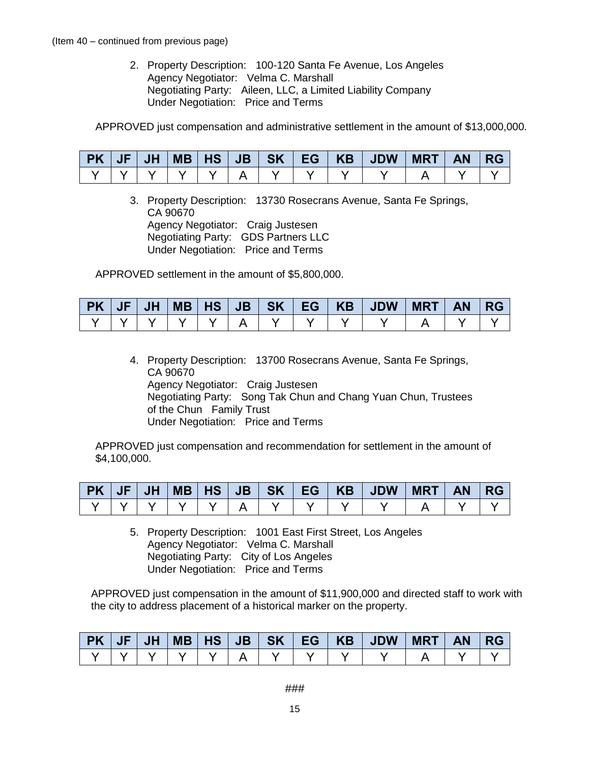(Item 40 – continued from previous page)

2. Property Description: 100-120 Santa Fe Avenue, Los Angeles
   Agency Negotiator: Velma C. Marshall
   Negotiating Party: Aileen, LLC, a Limited Liability Company
   Under Negotiation: Price and Terms

APPROVED just compensation and administrative settlement in the amount of $13,000,000.

| PK | JF | JH | MB | HS | JB | SK | EG | KB | JDW | MRT | AN | RG |
|---|---|---|---|---|---|---|---|---|---|---|---|---|
| Y | Y | Y | Y | Y | A | Y | Y | Y | Y | A | Y | Y |

3. Property Description: 13730 Rosecrans Avenue, Santa Fe Springs, CA 90670
   Agency Negotiator: Craig Justesen
   Negotiating Party: GDS Partners LLC
   Under Negotiation: Price and Terms

APPROVED settlement in the amount of $5,800,000.

| PK | JF | JH | MB | HS | JB | SK | EG | KB | JDW | MRT | AN | RG |
|---|---|---|---|---|---|---|---|---|---|---|---|---|
| Y | Y | Y | Y | Y | A | Y | Y | Y | Y | A | Y | Y |

4. Property Description: 13700 Rosecrans Avenue, Santa Fe Springs, CA 90670
   Agency Negotiator: Craig Justesen
   Negotiating Party: Song Tak Chun and Chang Yuan Chun, Trustees of the Chun Family Trust
   Under Negotiation: Price and Terms

APPROVED just compensation and recommendation for settlement in the amount of $4,100,000.

| PK | JF | JH | MB | HS | JB | SK | EG | KB | JDW | MRT | AN | RG |
|---|---|---|---|---|---|---|---|---|---|---|---|---|
| Y | Y | Y | Y | Y | A | Y | Y | Y | Y | A | Y | Y |

5. Property Description: 1001 East First Street, Los Angeles
   Agency Negotiator: Velma C. Marshall
   Negotiating Party: City of Los Angeles
   Under Negotiation: Price and Terms

APPROVED just compensation in the amount of $11,900,000 and directed staff to work with the city to address placement of a historical marker on the property.

| PK | JF | JH | MB | HS | JB | SK | EG | KB | JDW | MRT | AN | RG |
|---|---|---|---|---|---|---|---|---|---|---|---|---|
| Y | Y | Y | Y | Y | A | Y | Y | Y | Y | A | Y | Y |

###